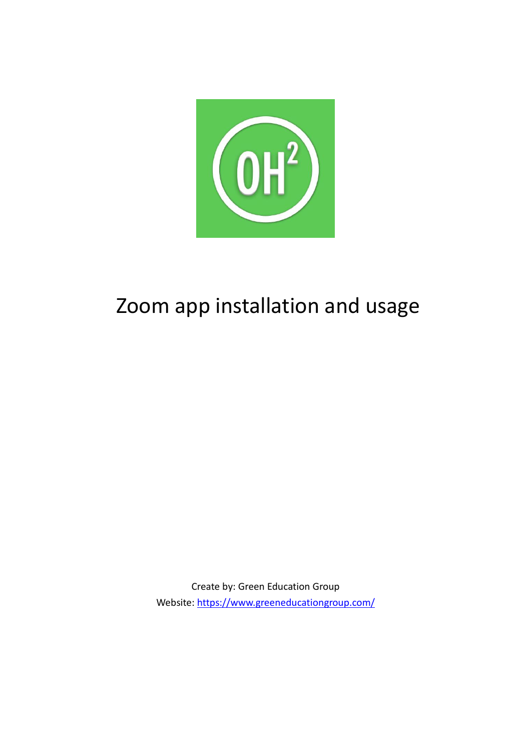# Zoom app installation and usage

Create by: Green Education Group

Website: https://www.greeneducationgroup.com/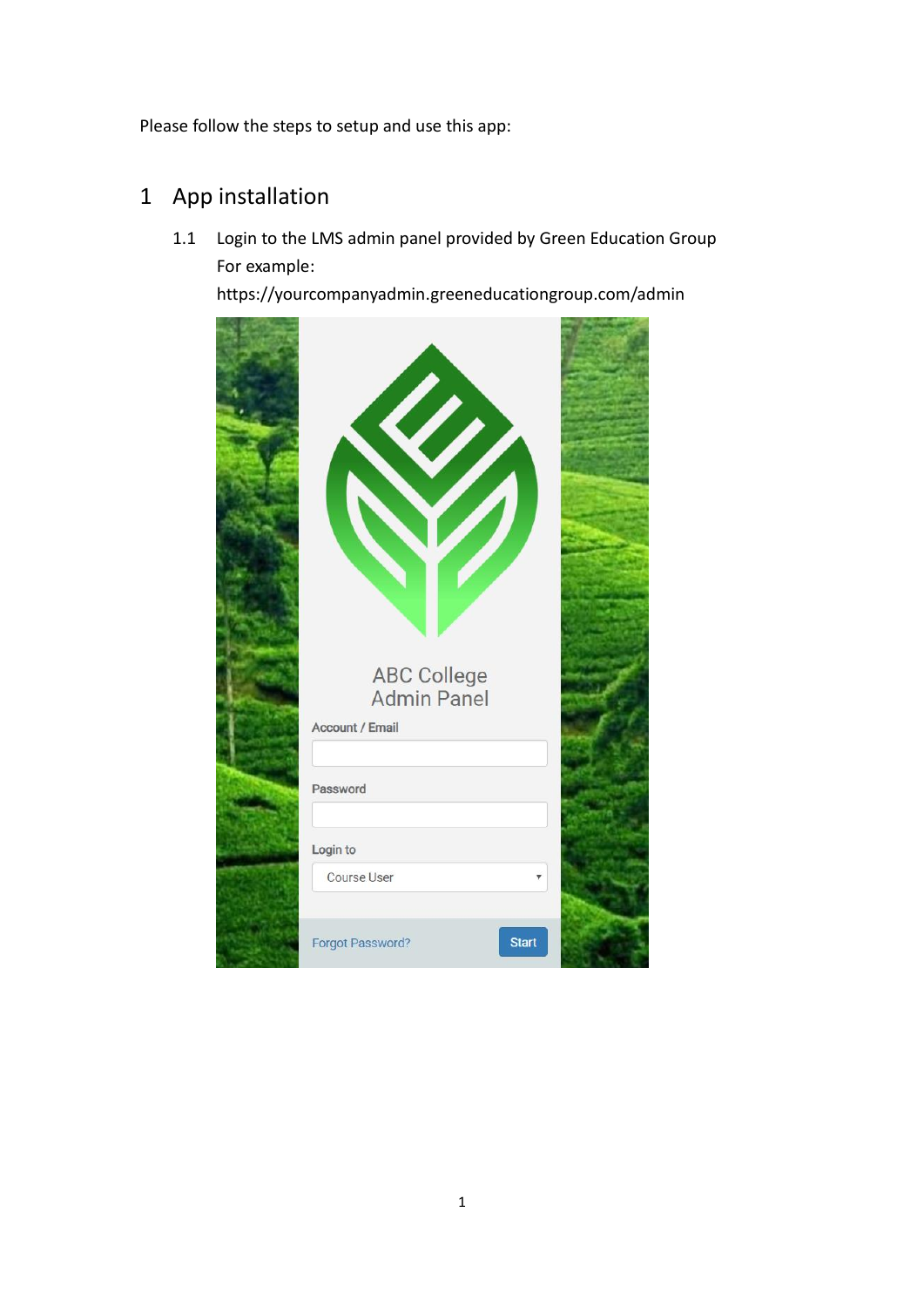Please follow the steps to setup and use this app:

# 1 App installation

1.1 Login to the LMS admin panel provided by Green Education Group
For example:
https://yourcompanyadmin.greeneducationgroup.com/admin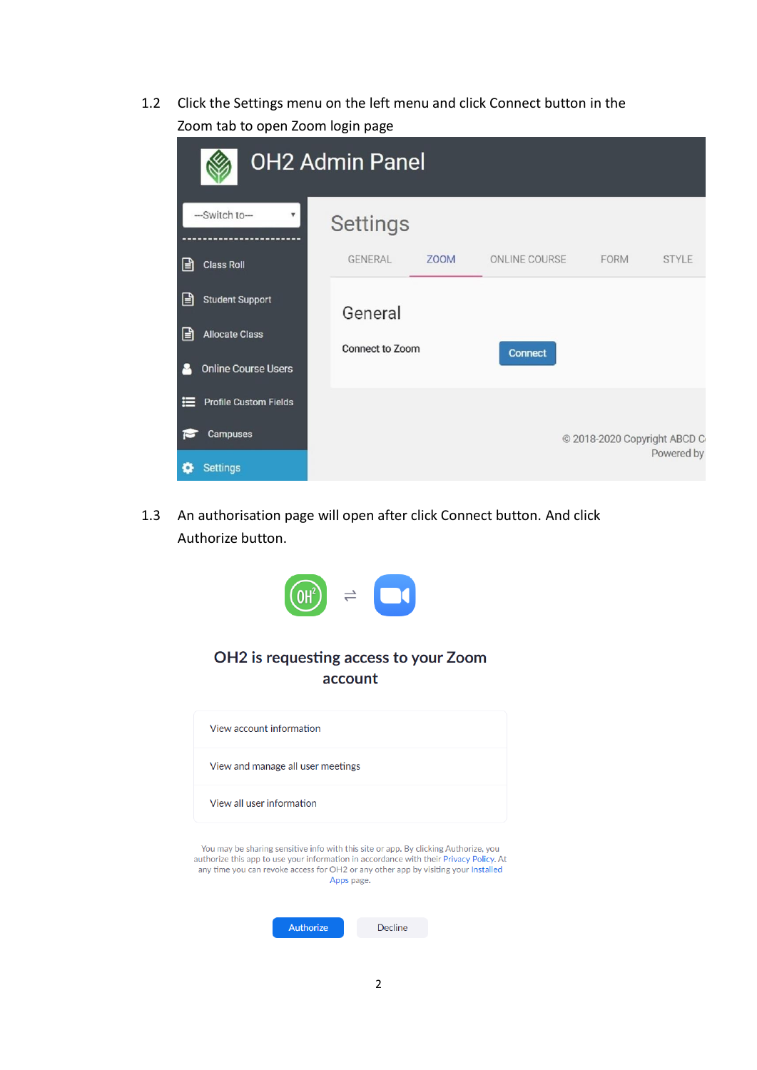1.2 Click the Settings menu on the left menu and click Connect button in the Zoom tab to open Zoom login page

1.3 An authorisation page will open after click Connect button. And click Authorize button.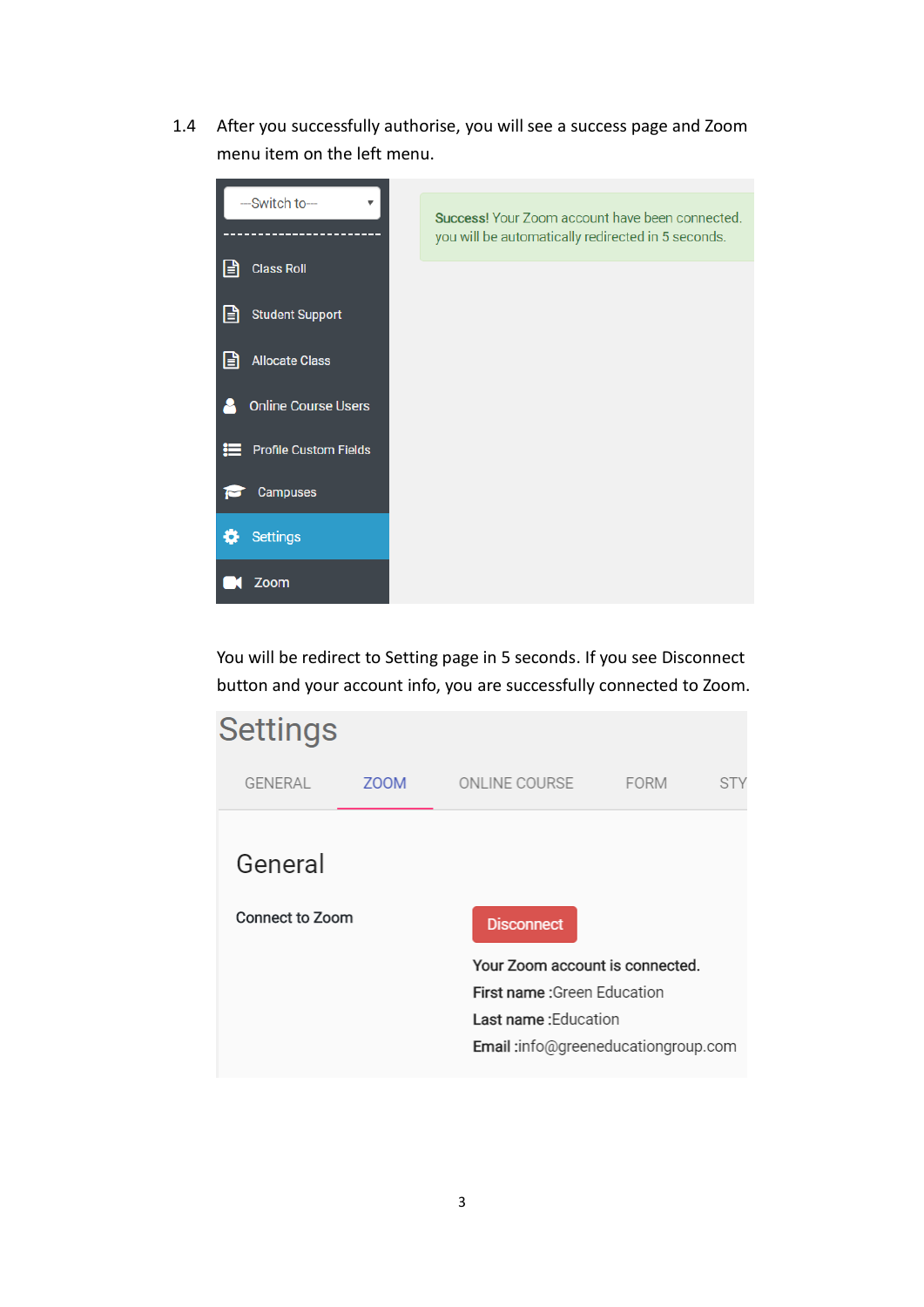1.4 After you successfully authorise, you will see a success page and Zoom menu item on the left menu.

You will be redirect to Setting page in 5 seconds. If you see Disconnect button and your account info, you are successfully connected to Zoom.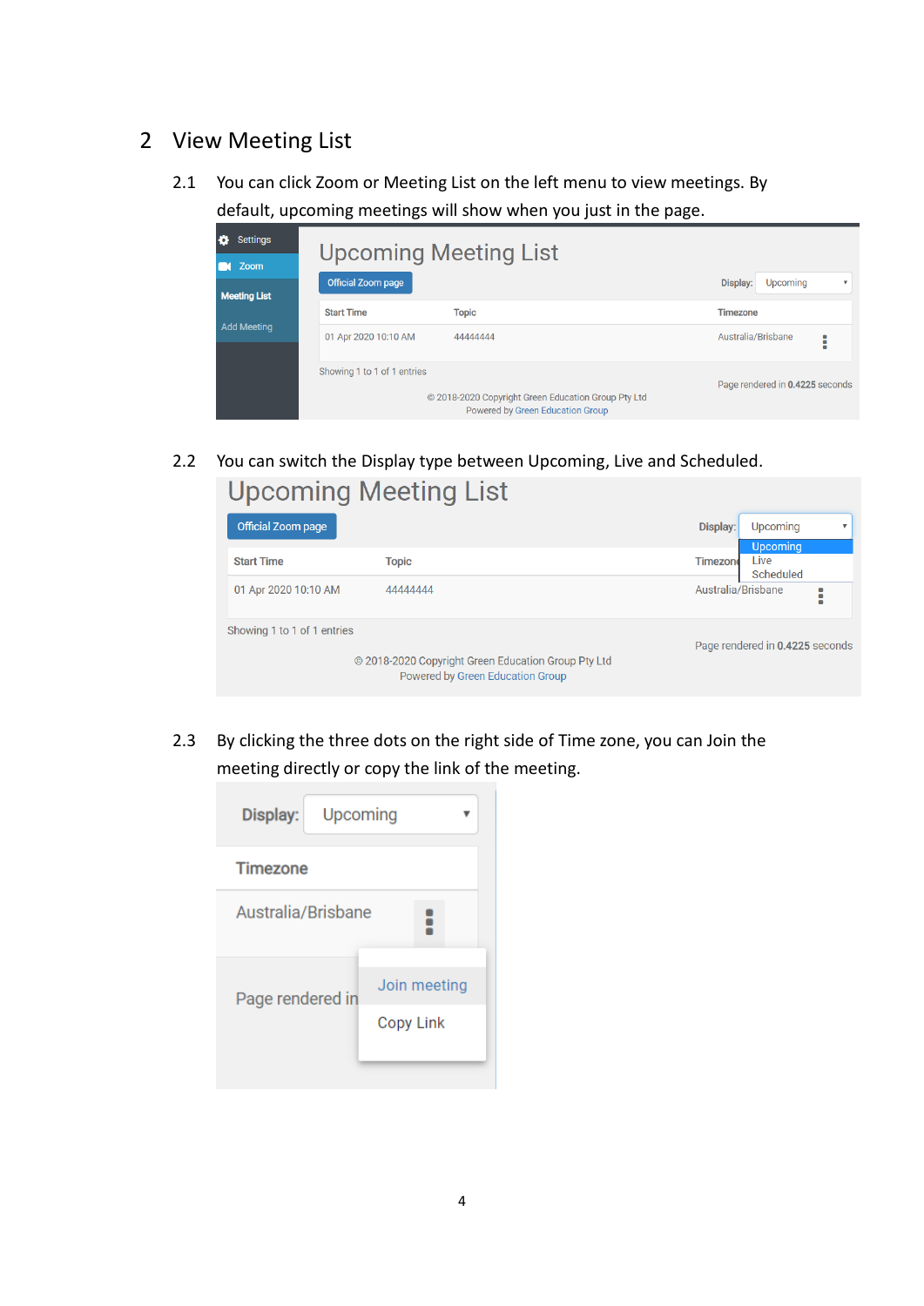# 2 View Meeting List

2.1 You can click Zoom or Meeting List on the left menu to view meetings. By default, upcoming meetings will show when you just in the page.

2.2 You can switch the Display type between Upcoming, Live and Scheduled.

2.3 By clicking the three dots on the right side of Time zone, you can Join the meeting directly or copy the link of the meeting.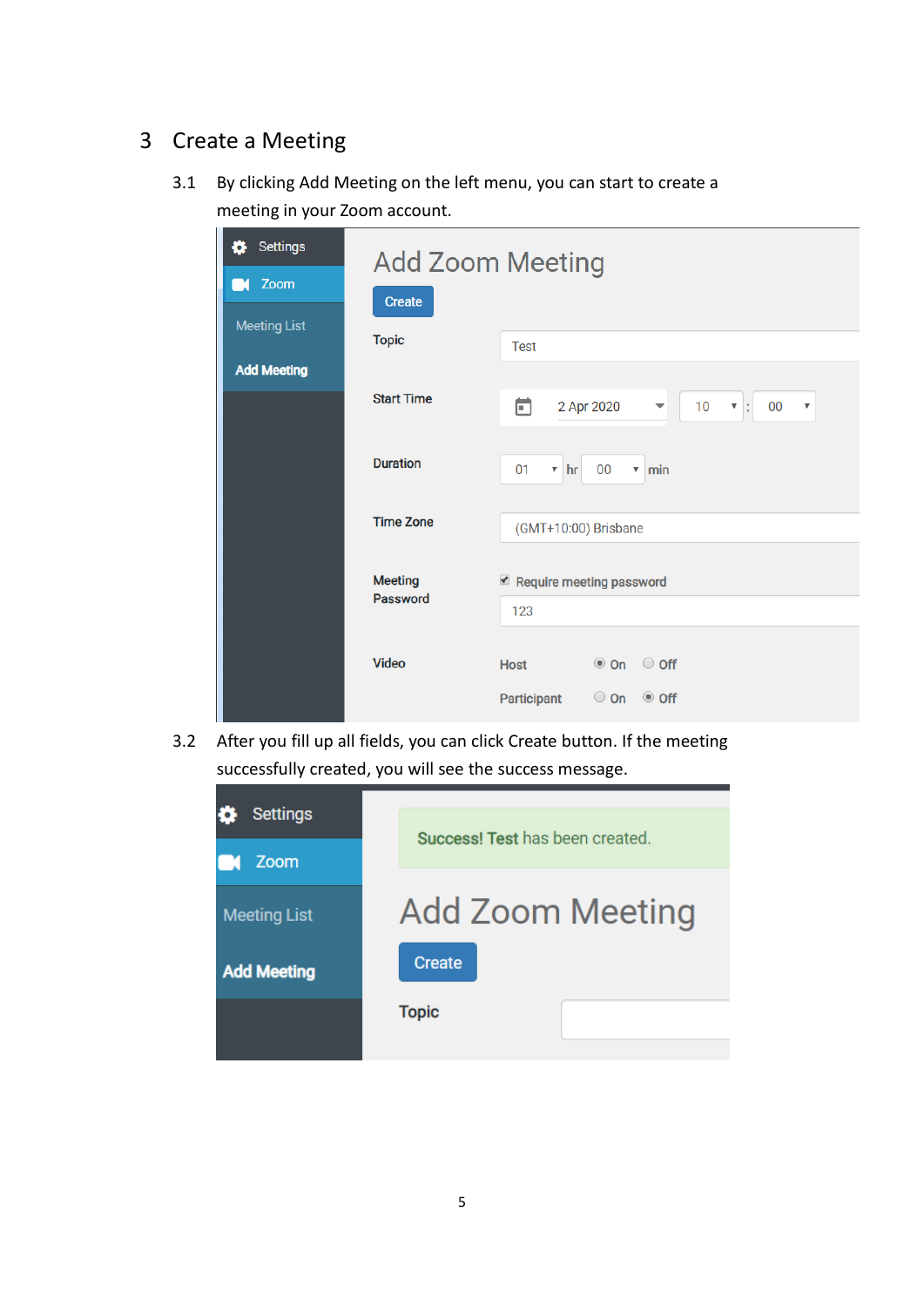# 3 Create a Meeting

3.1 By clicking Add Meeting on the left menu, you can start to create a meeting in your Zoom account.

3.2 After you fill up all fields, you can click Create button. If the meeting successfully created, you will see the success message.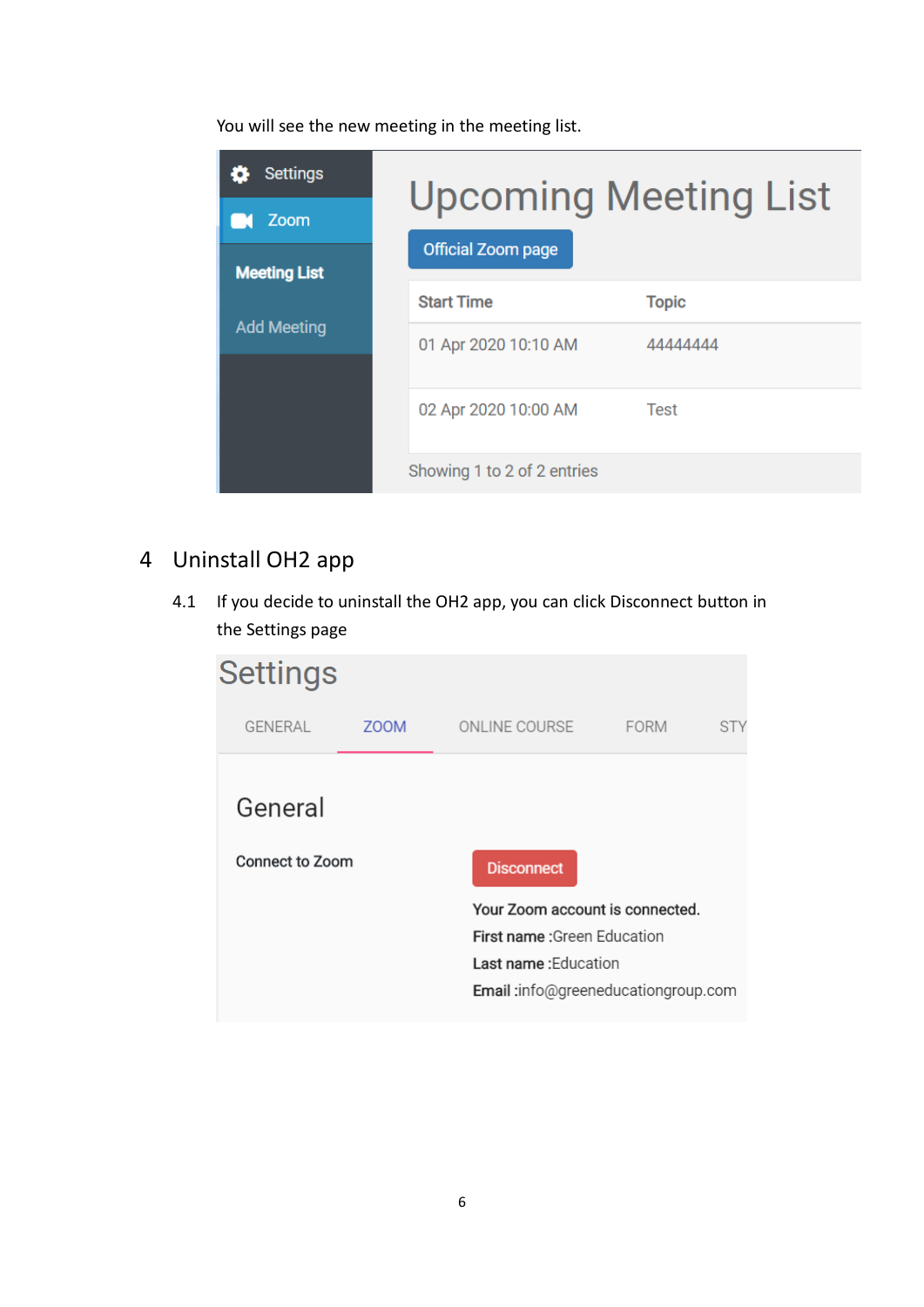You will see the new meeting in the meeting list.

# 4 Uninstall OH2 app

4.1 If you decide to uninstall the OH2 app, you can click Disconnect button in the Settings page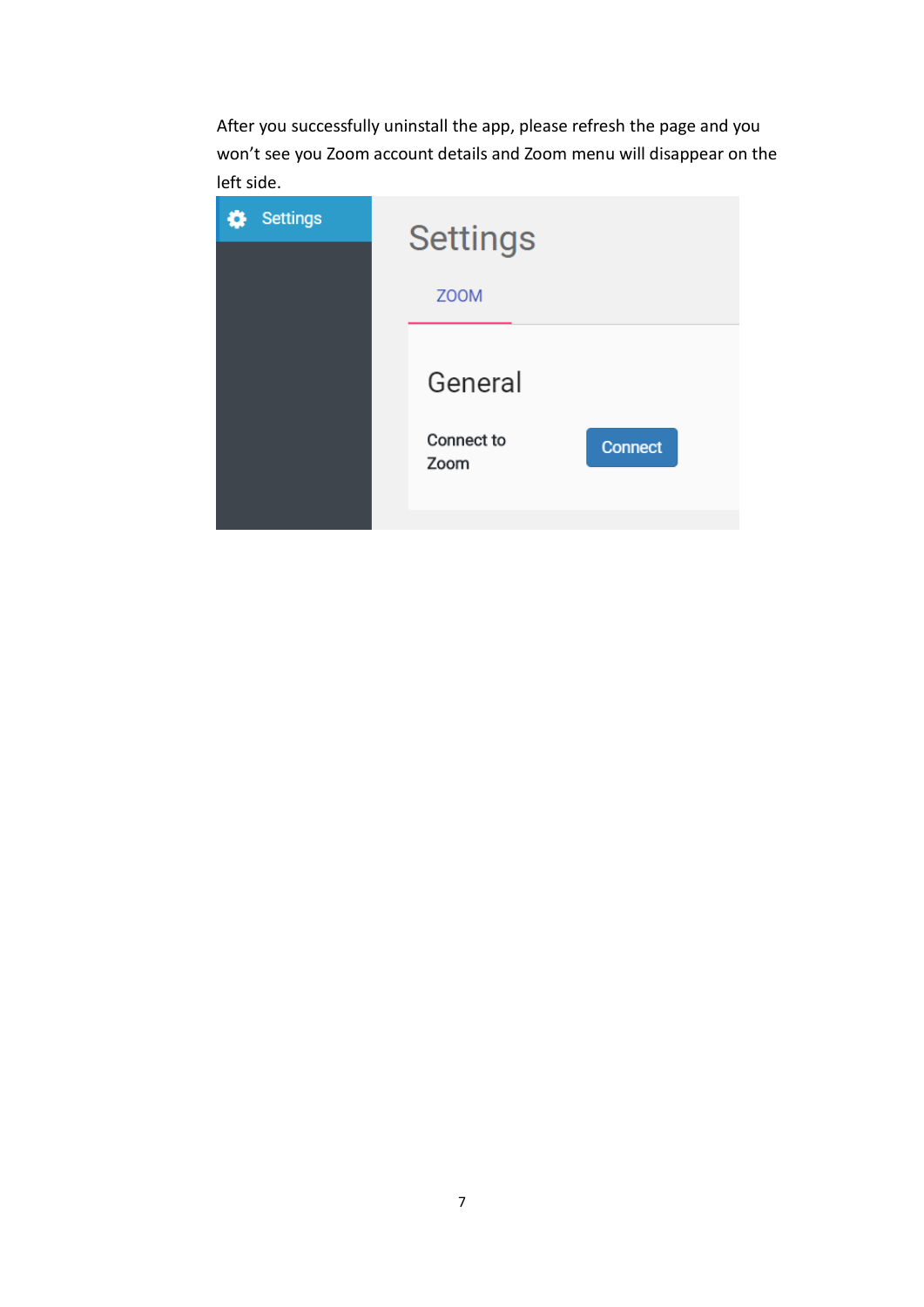After you successfully uninstall the app, please refresh the page and you won't see you Zoom account details and Zoom menu will disappear on the left side.